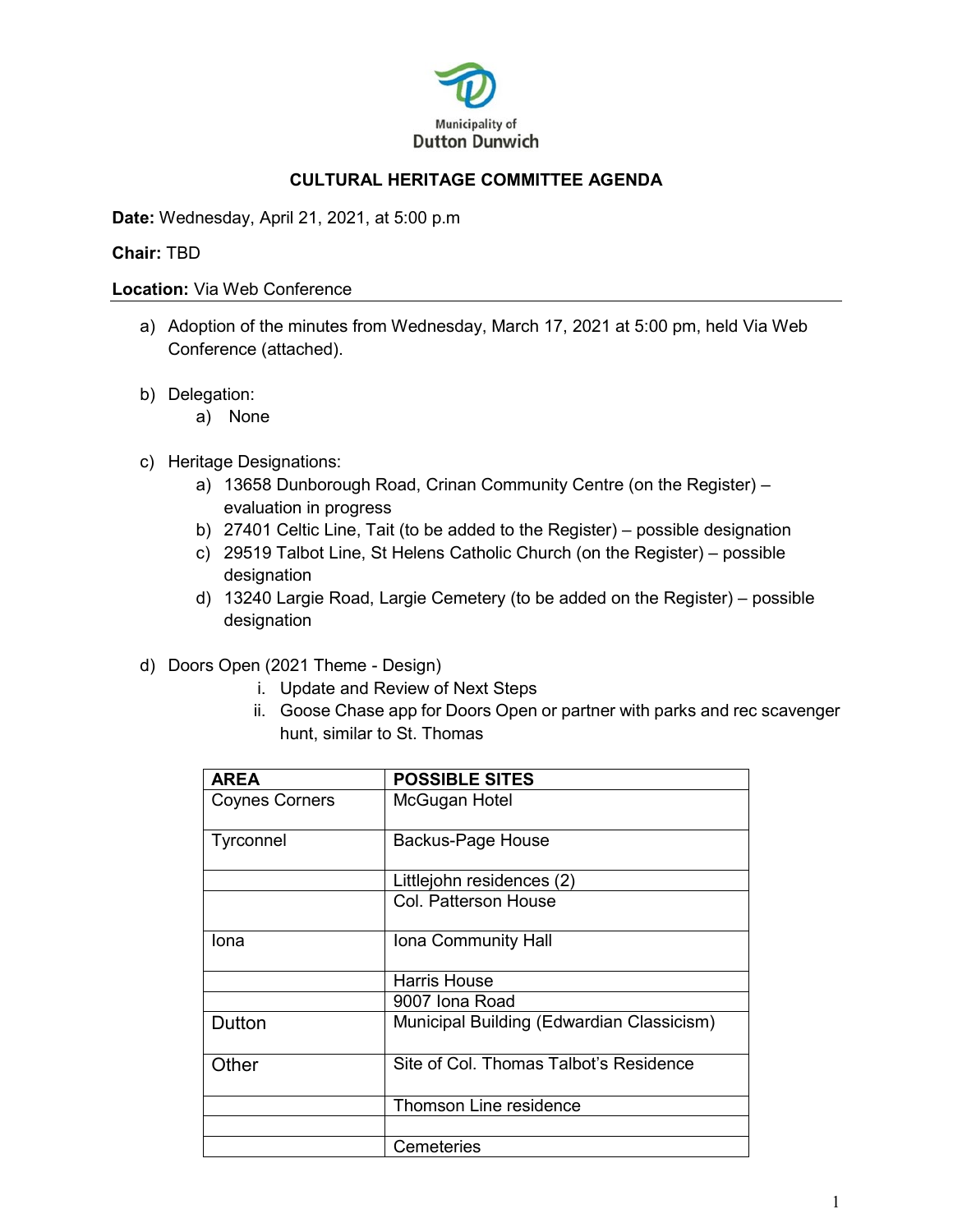Municipality of
Dutton Dunwich

# CULTURAL HERITAGE COMMITTEE AGENDA

**Date:** Wednesday, April 21, 2021, at 5:00 p.m

**Chair:** TBD

**Location:** Via Web Conference

---

a) Adoption of the minutes from Wednesday, March 17, 2021 at 5:00 pm, held Via Web Conference (attached).

b) Delegation:
   a) None

c) Heritage Designations:
   a) 13658 Dunborough Road, Crinan Community Centre (on the Register) – evaluation in progress
   b) 27401 Celtic Line, Tait (to be added to the Register) – possible designation
   c) 29519 Talbot Line, St Helens Catholic Church (on the Register) – possible designation
   d) 13240 Largie Road, Largie Cemetery (to be added on the Register) – possible designation

d) Doors Open (2021 Theme - Design)
   i. Update and Review of Next Steps
   ii. Goose Chase app for Doors Open or partner with parks and rec scavenger hunt, similar to St. Thomas

| AREA | POSSIBLE SITES |
|---|---|
| Coynes Corners | McGugan Hotel |
| Tyrconnel | Backus-Page House |
| | Littlejohn residences (2) |
| | Col. Patterson House |
| Iona | Iona Community Hall |
| | Harris House |
| | 9007 Iona Road |
| Dutton | Municipal Building (Edwardian Classicism) |
| Other | Site of Col. Thomas Talbot's Residence |
| | Thomson Line residence |
| | |
| | Cemeteries |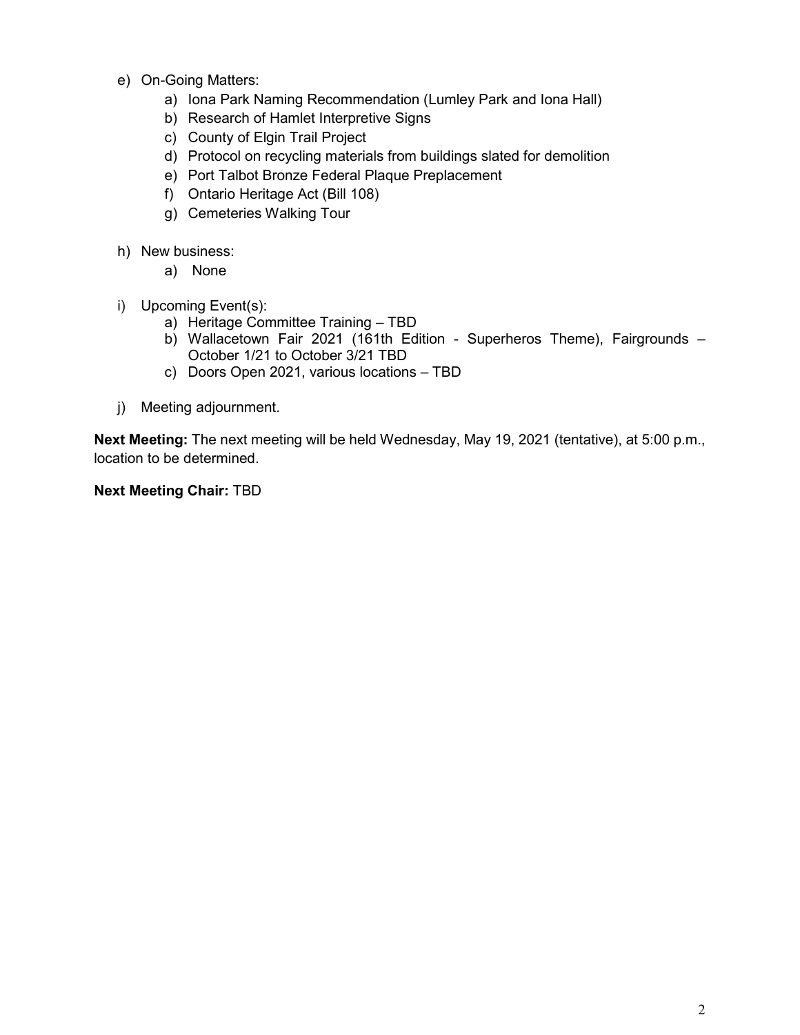e) On-Going Matters:
    a) Iona Park Naming Recommendation (Lumley Park and Iona Hall)
    b) Research of Hamlet Interpretive Signs
    c) County of Elgin Trail Project
    d) Protocol on recycling materials from buildings slated for demolition
    e) Port Talbot Bronze Federal Plaque Preplacement
    f) Ontario Heritage Act (Bill 108)
    g) Cemeteries Walking Tour

h) New business:
    a) None

i) Upcoming Event(s):
    a) Heritage Committee Training – TBD
    b) Wallacetown Fair 2021 (161th Edition - Superheros Theme), Fairgrounds – October 1/21 to October 3/21 TBD
    c) Doors Open 2021, various locations – TBD

j) Meeting adjournment.

**Next Meeting:** The next meeting will be held Wednesday, May 19, 2021 (tentative), at 5:00 p.m., location to be determined.

**Next Meeting Chair:** TBD